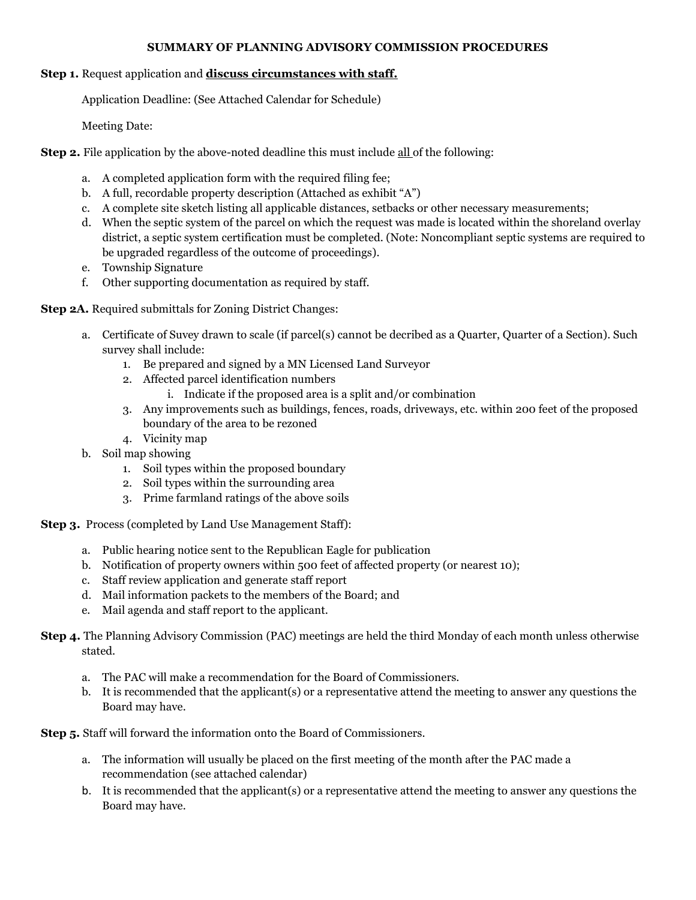# SUMMARY OF PLANNING ADVISORY COMMISSION PROCEDURES

**Step 1.** Request application and **<u>discuss circumstances with staff.</u>**

Application Deadline: (See Attached Calendar for Schedule)

Meeting Date:

**Step 2.** File application by the above-noted deadline this must include <u>all</u> of the following:

a. A completed application form with the required filing fee;
b. A full, recordable property description (Attached as exhibit "A")
c. A complete site sketch listing all applicable distances, setbacks or other necessary measurements;
d. When the septic system of the parcel on which the request was made is located within the shoreland overlay district, a septic system certification must be completed. (Note: Noncompliant septic systems are required to be upgraded regardless of the outcome of proceedings).
e. Township Signature
f. Other supporting documentation as required by staff.

**Step 2A.** Required submittals for Zoning District Changes:

a. Certificate of Suvey drawn to scale (if parcel(s) cannot be decribed as a Quarter, Quarter of a Section). Such survey shall include:
    1. Be prepared and signed by a MN Licensed Land Surveyor
    2. Affected parcel identification numbers
        i. Indicate if the proposed area is a split and/or combination
    3. Any improvements such as buildings, fences, roads, driveways, etc. within 200 feet of the proposed boundary of the area to be rezoned
    4. Vicinity map
b. Soil map showing
    1. Soil types within the proposed boundary
    2. Soil types within the surrounding area
    3. Prime farmland ratings of the above soils

**Step 3.** Process (completed by Land Use Management Staff):

a. Public hearing notice sent to the Republican Eagle for publication
b. Notification of property owners within 500 feet of affected property (or nearest 10);
c. Staff review application and generate staff report
d. Mail information packets to the members of the Board; and
e. Mail agenda and staff report to the applicant.

**Step 4.** The Planning Advisory Commission (PAC) meetings are held the third Monday of each month unless otherwise stated.

a. The PAC will make a recommendation for the Board of Commissioners.
b. It is recommended that the applicant(s) or a representative attend the meeting to answer any questions the Board may have.

**Step 5.** Staff will forward the information onto the Board of Commissioners.

a. The information will usually be placed on the first meeting of the month after the PAC made a recommendation (see attached calendar)
b. It is recommended that the applicant(s) or a representative attend the meeting to answer any questions the Board may have.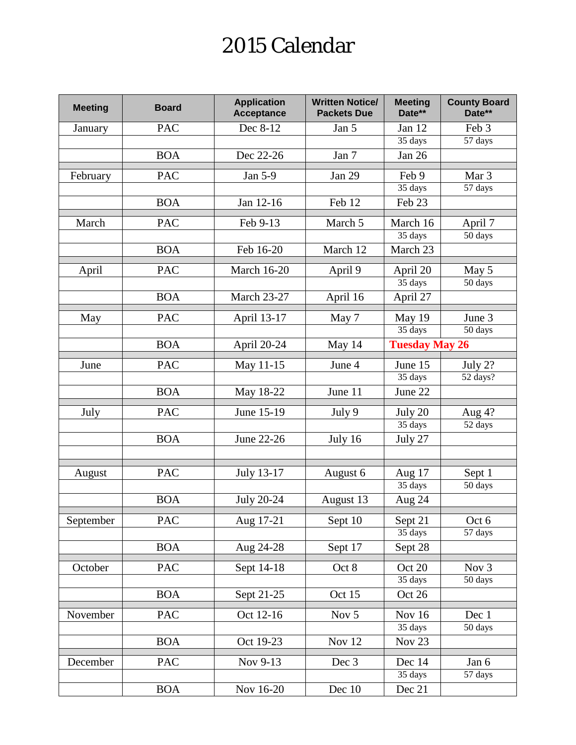# 2015 Calendar

| Meeting | Board | Application Acceptance | Written Notice/ Packets Due | Meeting Date** | County Board Date** |
|---|---|---|---|---|---|
| January | PAC | Dec 8-12 | Jan 5 | Jan 12 | Feb 3 |
| | | | | 35 days | 57 days |
| | BOA | Dec 22-26 | Jan 7 | Jan 26 | |
| February | PAC | Jan 5-9 | Jan 29 | Feb 9 | Mar 3 |
| | | | | 35 days | 57 days |
| | BOA | Jan 12-16 | Feb 12 | Feb 23 | |
| March | PAC | Feb 9-13 | March 5 | March 16 | April 7 |
| | | | | 35 days | 50 days |
| | BOA | Feb 16-20 | March 12 | March 23 | |
| April | PAC | March 16-20 | April 9 | April 20 | May 5 |
| | | | | 35 days | 50 days |
| | BOA | March 23-27 | April 16 | April 27 | |
| May | PAC | April 13-17 | May 7 | May 19 | June 3 |
| | | | | 35 days | 50 days |
| | BOA | April 20-24 | May 14 | **Tuesday May 26** | |
| June | PAC | May 11-15 | June 4 | June 15 | July 2? |
| | | | | 35 days | 52 days? |
| | BOA | May 18-22 | June 11 | June 22 | |
| July | PAC | June 15-19 | July 9 | July 20 | Aug 4? |
| | | | | 35 days | 52 days |
| | BOA | June 22-26 | July 16 | July 27 | |
| August | PAC | July 13-17 | August 6 | Aug 17 | Sept 1 |
| | | | | 35 days | 50 days |
| | BOA | July 20-24 | August 13 | Aug 24 | |
| September | PAC | Aug 17-21 | Sept 10 | Sept 21 | Oct 6 |
| | | | | 35 days | 57 days |
| | BOA | Aug 24-28 | Sept 17 | Sept 28 | |
| October | PAC | Sept 14-18 | Oct 8 | Oct 20 | Nov 3 |
| | | | | 35 days | 50 days |
| | BOA | Sept 21-25 | Oct 15 | Oct 26 | |
| November | PAC | Oct 12-16 | Nov 5 | Nov 16 | Dec 1 |
| | | | | 35 days | 50 days |
| | BOA | Oct 19-23 | Nov 12 | Nov 23 | |
| December | PAC | Nov 9-13 | Dec 3 | Dec 14 | Jan 6 |
| | | | | 35 days | 57 days |
| | BOA | Nov 16-20 | Dec 10 | Dec 21 | |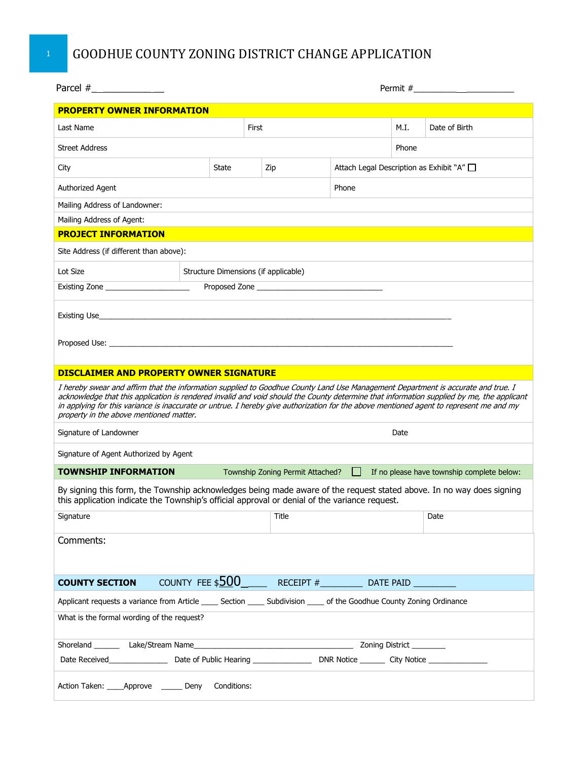# GOODHUE COUNTY ZONING DISTRICT CHANGE APPLICATION

Parcel #_______________ Permit #______________________

| **PROPERTY OWNER INFORMATION** | | | | | |
|---|---|---|---|---|---|
| Last Name | | First | | M.I. | Date of Birth |
| Street Address | | | | Phone | |
| City | State | Zip | Attach Legal Description as Exhibit "A" ☐ | | |
| Authorized Agent | | | Phone | | |
| Mailing Address of Landowner: | | | | | |
| Mailing Address of Agent: | | | | | |

| **PROJECT INFORMATION** | |
|---|---|
| Site Address (if different than above): | |
| Lot Size | Structure Dimensions (if applicable) |
| Existing Zone ____________________ | Proposed Zone ______________________________ |

Existing Use_____________________________________________________________________________

Proposed Use: ___________________________________________________________________________

## DISCLAIMER AND PROPERTY OWNER SIGNATURE

*I hereby swear and affirm that the information supplied to Goodhue County Land Use Management Department is accurate and true. I acknowledge that this application is rendered invalid and void should the County determine that information supplied by me, the applicant in applying for this variance is inaccurate or untrue. I hereby give authorization for the above mentioned agent to represent me and my property in the above mentioned matter.*

| Signature of Landowner | Date |
|---|---|
| Signature of Agent Authorized by Agent | |

## TOWNSHIP INFORMATION

Township Zoning Permit Attached? ☐ If no please have township complete below:

By signing this form, the Township acknowledges being made aware of the request stated above. In no way does signing this application indicate the Township's official approval or denial of the variance request.

| Signature | Title | Date |
|---|---|---|

Comments:

## COUNTY SECTION

COUNTY FEE $500_____ RECEIPT #_________ DATE PAID _________

Applicant requests a variance from Article ____ Section ____ Subdivision ____ of the Goodhue County Zoning Ordinance

What is the formal wording of the request?

Shoreland ______ Lake/Stream Name________________________________________ Zoning District ________

Date Received______________ Date of Public Hearing ______________ DNR Notice ______ City Notice ______________

Action Taken: ____Approve _____ Deny Conditions: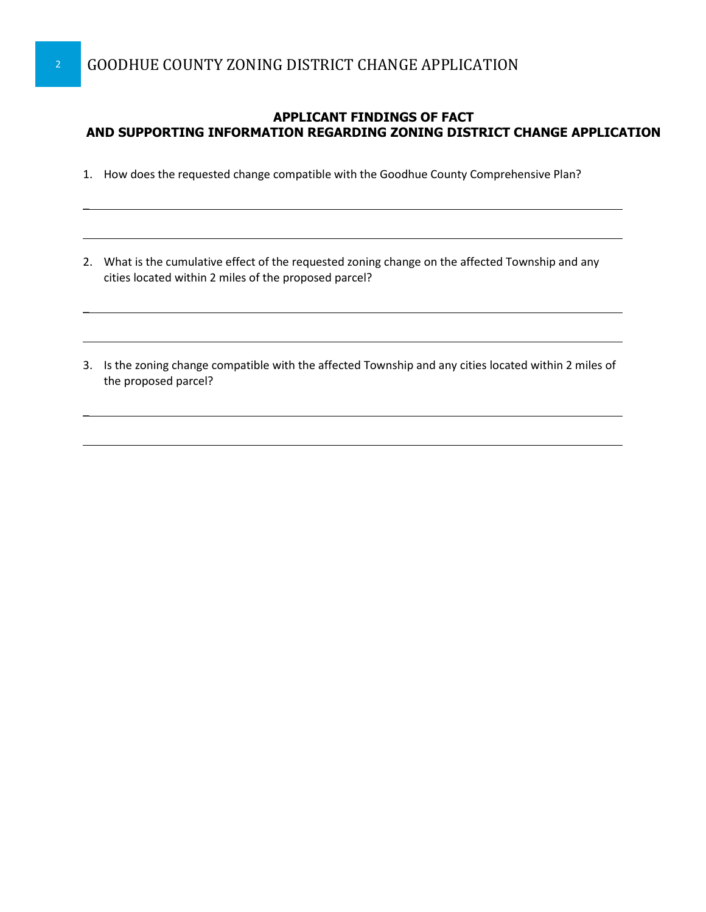**APPLICANT FINDINGS OF FACT**
**AND SUPPORTING INFORMATION REGARDING ZONING DISTRICT CHANGE APPLICATION**

1. How does the requested change compatible with the Goodhue County Comprehensive Plan?

_______________________________________________________________________________

_______________________________________________________________________________

2. What is the cumulative effect of the requested zoning change on the affected Township and any cities located within 2 miles of the proposed parcel?

_______________________________________________________________________________

_______________________________________________________________________________

3. Is the zoning change compatible with the affected Township and any cities located within 2 miles of the proposed parcel?

_______________________________________________________________________________

_______________________________________________________________________________